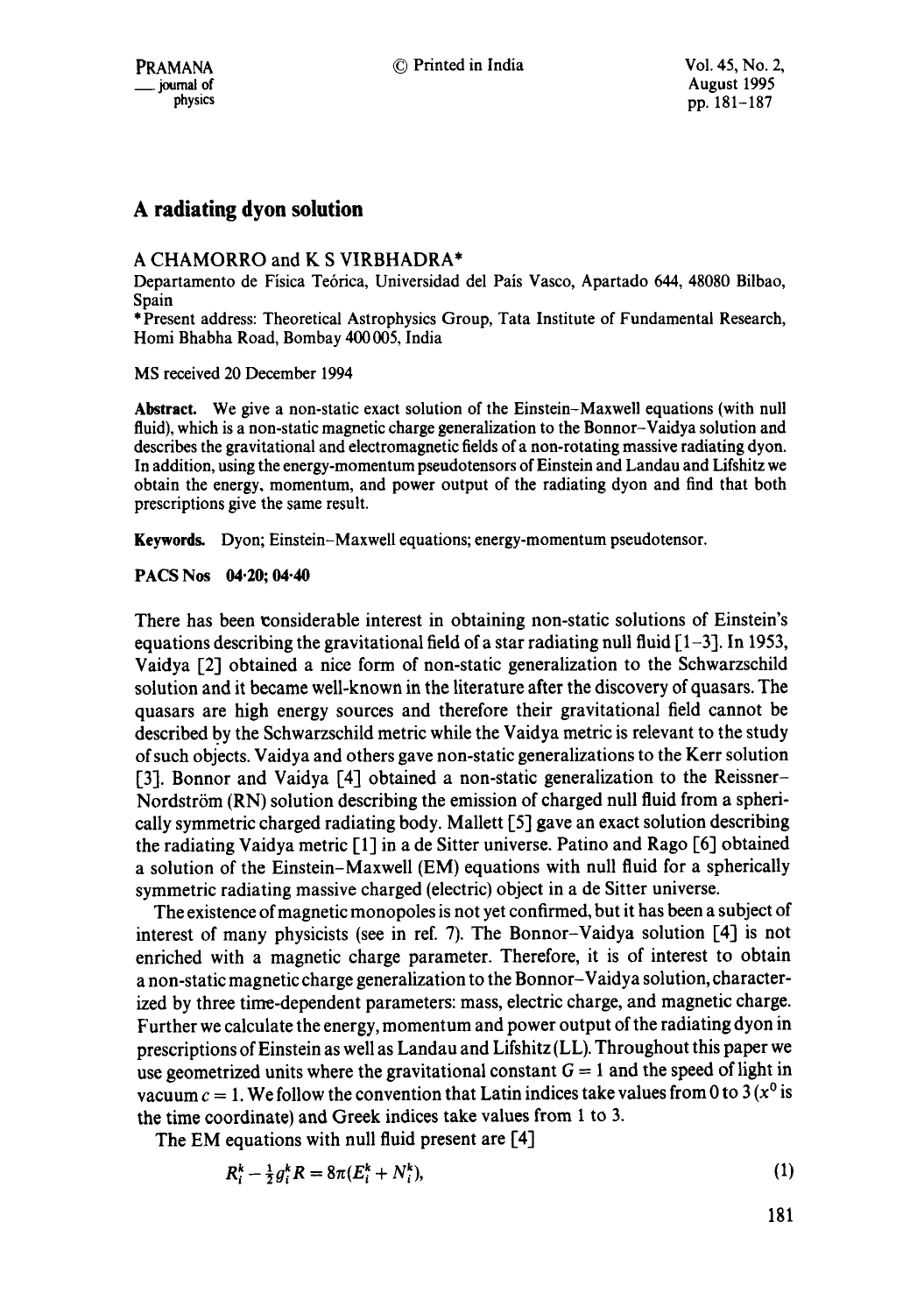# A radiating dyon solution

A CHAMORRO and K S VIRBHADRA*

Departamento de Física Teórica, Universidad del País Vasco, Apartado 644, 48080 Bilbao, Spain

*Present address: Theoretical Astrophysics Group, Tata Institute of Fundamental Research, Homi Bhabha Road, Bombay 400005, India

MS received 20 December 1994

**Abstract.** We give a non-static exact solution of the Einstein–Maxwell equations (with null fluid), which is a non-static magnetic charge generalization to the Bonnor–Vaidya solution and describes the gravitational and electromagnetic fields of a non-rotating massive radiating dyon. In addition, using the energy-momentum pseudotensors of Einstein and Landau and Lifshitz we obtain the energy, momentum, and power output of the radiating dyon and find that both prescriptions give the same result.

**Keywords.** Dyon; Einstein–Maxwell equations; energy-momentum pseudotensor.

**PACS Nos** 04·20; 04·40

There has been considerable interest in obtaining non-static solutions of Einstein's equations describing the gravitational field of a star radiating null fluid [1–3]. In 1953, Vaidya [2] obtained a nice form of non-static generalization to the Schwarzschild solution and it became well-known in the literature after the discovery of quasars. The quasars are high energy sources and therefore their gravitational field cannot be described by the Schwarzschild metric while the Vaidya metric is relevant to the study of such objects. Vaidya and others gave non-static generalizations to the Kerr solution [3]. Bonnor and Vaidya [4] obtained a non-static generalization to the Reissner–Nordström (RN) solution describing the emission of charged null fluid from a spherically symmetric charged radiating body. Mallett [5] gave an exact solution describing the radiating Vaidya metric [1] in a de Sitter universe. Patino and Rago [6] obtained a solution of the Einstein–Maxwell (EM) equations with null fluid for a spherically symmetric radiating massive charged (electric) object in a de Sitter universe.

The existence of magnetic monopoles is not yet confirmed, but it has been a subject of interest of many physicists (see in ref. 7). The Bonnor–Vaidya solution [4] is not enriched with a magnetic charge parameter. Therefore, it is of interest to obtain a non-static magnetic charge generalization to the Bonnor–Vaidya solution, characterized by three time-dependent parameters: mass, electric charge, and magnetic charge. Further we calculate the energy, momentum and power output of the radiating dyon in prescriptions of Einstein as well as Landau and Lifshitz (LL). Throughout this paper we use geometrized units where the gravitational constant $G = 1$ and the speed of light in vacuum $c = 1$. We follow the convention that Latin indices take values from 0 to 3 ($x^0$ is the time coordinate) and Greek indices take values from 1 to 3.

The EM equations with null fluid present are [4]

$$R_i^k - \frac{1}{2} g_i^k R = 8\pi (E_i^k + N_i^k), \tag{1}$$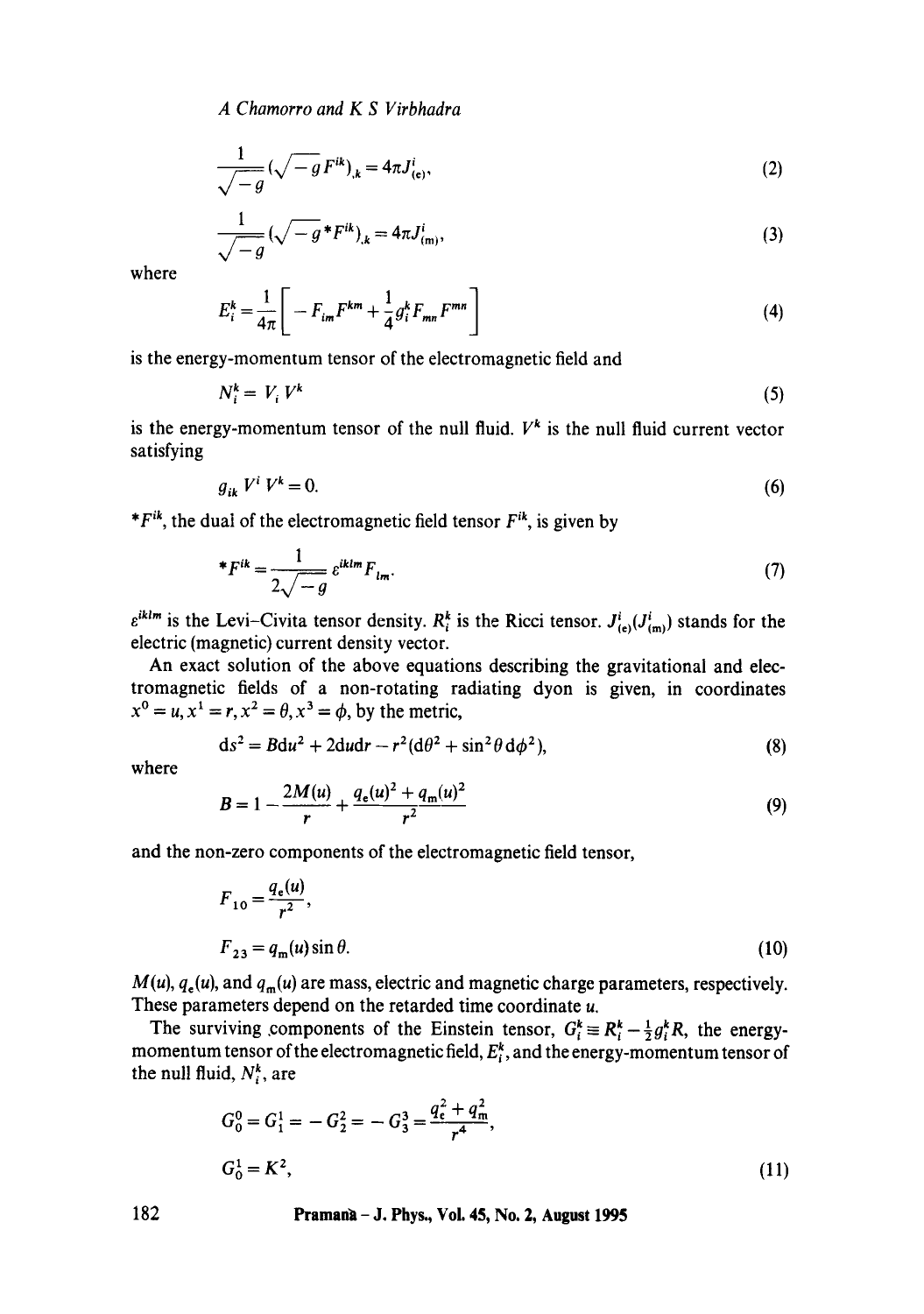$$\frac{1}{\sqrt{-g}}(\sqrt{-g}\,F^{ik})_{,k} = 4\pi J^i_{(e)}, \tag{2}$$

$$\frac{1}{\sqrt{-g}}(\sqrt{-g}\,{}^*F^{ik})_{,k} = 4\pi J^i_{(m)}, \tag{3}$$

where

$$E_i^k = \frac{1}{4\pi}\left[-F_{im}F^{km} + \frac{1}{4}g_i^k F_{mn}F^{mn}\right] \tag{4}$$

is the energy-momentum tensor of the electromagnetic field and

$$N_i^k = V_i V^k \tag{5}$$

is the energy-momentum tensor of the null fluid. $V^k$ is the null fluid current vector satisfying

$$g_{ik}\,V^i V^k = 0. \tag{6}$$

${}^*F^{ik}$, the dual of the electromagnetic field tensor $F^{ik}$, is given by

$$^*F^{ik} = \frac{1}{2\sqrt{-g}}\,\varepsilon^{iklm}F_{lm}. \tag{7}$$

$\varepsilon^{iklm}$ is the Levi-Civita tensor density. $R_i^k$ is the Ricci tensor. $J^i_{(e)}(J^i_{(m)})$ stands for the electric (magnetic) current density vector.

An exact solution of the above equations describing the gravitational and electromagnetic fields of a non-rotating radiating dyon is given, in coordinates $x^0 = u, x^1 = r, x^2 = \theta, x^3 = \phi$, by the metric,

$$\mathrm{d}s^2 = B\mathrm{d}u^2 + 2\mathrm{d}u\mathrm{d}r - r^2(\mathrm{d}\theta^2 + \sin^2\theta\,\mathrm{d}\phi^2), \tag{8}$$

where

$$B = 1 - \frac{2M(u)}{r} + \frac{q_e(u)^2 + q_m(u)^2}{r^2} \tag{9}$$

and the non-zero components of the electromagnetic field tensor,

$$F_{10} = \frac{q_e(u)}{r^2},$$

$$F_{23} = q_m(u)\sin\theta. \tag{10}$$

$M(u)$, $q_e(u)$, and $q_m(u)$ are mass, electric and magnetic charge parameters, respectively. These parameters depend on the retarded time coordinate $u$.

The surviving components of the Einstein tensor, $G_i^k \equiv R_i^k - \frac{1}{2}g_i^k R$, the energy-momentum tensor of the electromagnetic field, $E_i^k$, and the energy-momentum tensor of the null fluid, $N_i^k$, are

$$G_0^0 = G_1^1 = -G_2^2 = -G_3^3 = \frac{q_e^2 + q_m^2}{r^4},$$

$$G_0^1 = K^2, \tag{11}$$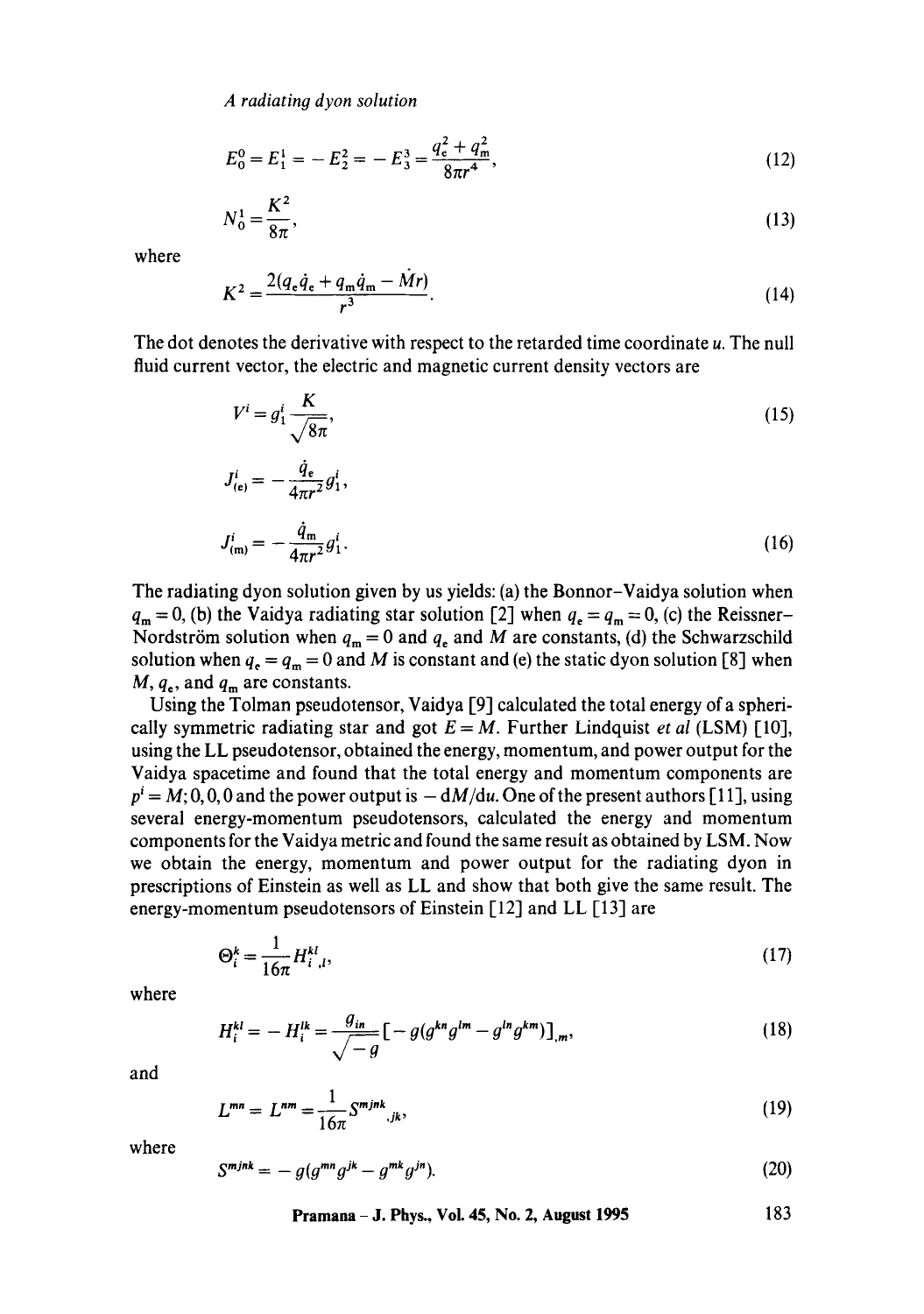$$E^0_0 = E^1_1 = -E^2_2 = -E^3_3 = \frac{q_e^2 + q_m^2}{8\pi r^4}, \tag{12}$$

$$N^1_0 = \frac{K^2}{8\pi}, \tag{13}$$

where

$$K^2 = \frac{2(q_e \dot{q}_e + q_m \dot{q}_m - \dot{M} r)}{r^3}. \tag{14}$$

The dot denotes the derivative with respect to the retarded time coordinate $u$. The null fluid current vector, the electric and magnetic current density vectors are

$$V^i = g^i_1 \frac{K}{\sqrt{8\pi}}, \tag{15}$$

$$J^i_{(e)} = -\frac{\dot{q}_e}{4\pi r^2} g^i_1,$$

$$J^i_{(m)} = -\frac{\dot{q}_m}{4\pi r^2} g^i_1. \tag{16}$$

The radiating dyon solution given by us yields: (a) the Bonnor–Vaidya solution when $q_m = 0$, (b) the Vaidya radiating star solution [2] when $q_e = q_m = 0$, (c) the Reissner–Nordström solution when $q_m = 0$ and $q_e$ and $M$ are constants, (d) the Schwarzschild solution when $q_e = q_m = 0$ and $M$ is constant and (e) the static dyon solution [8] when $M$, $q_e$, and $q_m$ are constants.

Using the Tolman pseudotensor, Vaidya [9] calculated the total energy of a spherically symmetric radiating star and got $E = M$. Further Lindquist *et al* (LSM) [10], using the LL pseudotensor, obtained the energy, momentum, and power output for the Vaidya spacetime and found that the total energy and momentum components are $p^i = M; 0, 0, 0$ and the power output is $-\mathrm{d}M/\mathrm{d}u$. One of the present authors [11], using several energy-momentum pseudotensors, calculated the energy and momentum components for the Vaidya metric and found the same result as obtained by LSM. Now we obtain the energy, momentum and power output for the radiating dyon in prescriptions of Einstein as well as LL and show that both give the same result. The energy-momentum pseudotensors of Einstein [12] and LL [13] are

$$\Theta^k_i = \frac{1}{16\pi} H^{kl}_{i\ \ ,l}, \tag{17}$$

where

$$H^{kl}_i = -H^{lk}_i = \frac{g_{in}}{\sqrt{-g}} [-g(g^{kn} g^{lm} - g^{ln} g^{km})]_{,m}, \tag{18}$$

and

$$L^{mn} = L^{nm} = \frac{1}{16\pi} S^{mjnk}_{\ \ \ \ \ \ ,jk}, \tag{19}$$

where

$$S^{mjnk} = -g(g^{mn} g^{jk} - g^{mk} g^{jn}). \tag{20}$$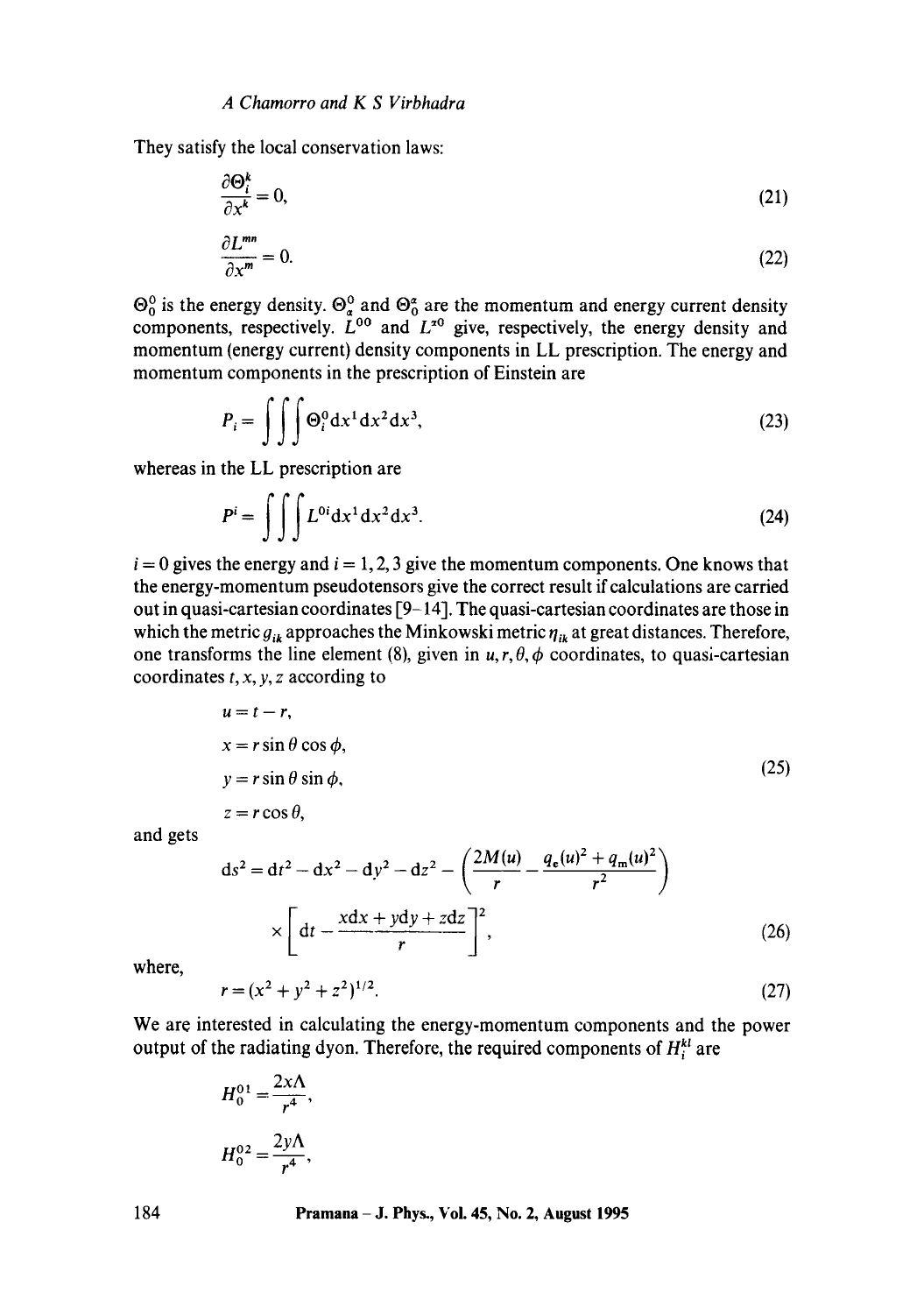They satisfy the local conservation laws:

$$\frac{\partial \Theta_i^k}{\partial x^k} = 0, \tag{21}$$

$$\frac{\partial L^{mn}}{\partial x^m} = 0. \tag{22}$$

$\Theta_0^0$ is the energy density. $\Theta_\alpha^0$ and $\Theta_0^\alpha$ are the momentum and energy current density components, respectively. $L^{00}$ and $L^{\alpha 0}$ give, respectively, the energy density and momentum (energy current) density components in LL prescription. The energy and momentum components in the prescription of Einstein are

$$P_i = \iiint \Theta_i^0 \mathrm{d}x^1 \mathrm{d}x^2 \mathrm{d}x^3, \tag{23}$$

whereas in the LL prescription are

$$P^i = \iiint L^{0i} \mathrm{d}x^1 \mathrm{d}x^2 \mathrm{d}x^3. \tag{24}$$

$i = 0$ gives the energy and $i = 1, 2, 3$ give the momentum components. One knows that the energy-momentum pseudotensors give the correct result if calculations are carried out in quasi-cartesian coordinates [9–14]. The quasi-cartesian coordinates are those in which the metric $g_{ik}$ approaches the Minkowski metric $\eta_{ik}$ at great distances. Therefore, one transforms the line element (8), given in $u, r, \theta, \phi$ coordinates, to quasi-cartesian coordinates $t, x, y, z$ according to

$$\begin{aligned}
u &= t - r, \\
x &= r \sin\theta \cos\phi, \\
y &= r \sin\theta \sin\phi, \\
z &= r \cos\theta,
\end{aligned} \tag{25}$$

and gets

$$\mathrm{d}s^2 = \mathrm{d}t^2 - \mathrm{d}x^2 - \mathrm{d}y^2 - \mathrm{d}z^2 - \left(\frac{2M(u)}{r} - \frac{q_\mathrm{e}(u)^2 + q_\mathrm{m}(u)^2}{r^2}\right) \times \left[\mathrm{d}t - \frac{x\mathrm{d}x + y\mathrm{d}y + z\mathrm{d}z}{r}\right]^2, \tag{26}$$

where,

$$r = (x^2 + y^2 + z^2)^{1/2}. \tag{27}$$

We are interested in calculating the energy-momentum components and the power output of the radiating dyon. Therefore, the required components of $H_i^{kl}$ are

$$H_0^{01} = \frac{2x\Lambda}{r^4},$$

$$H_0^{02} = \frac{2y\Lambda}{r^4},$$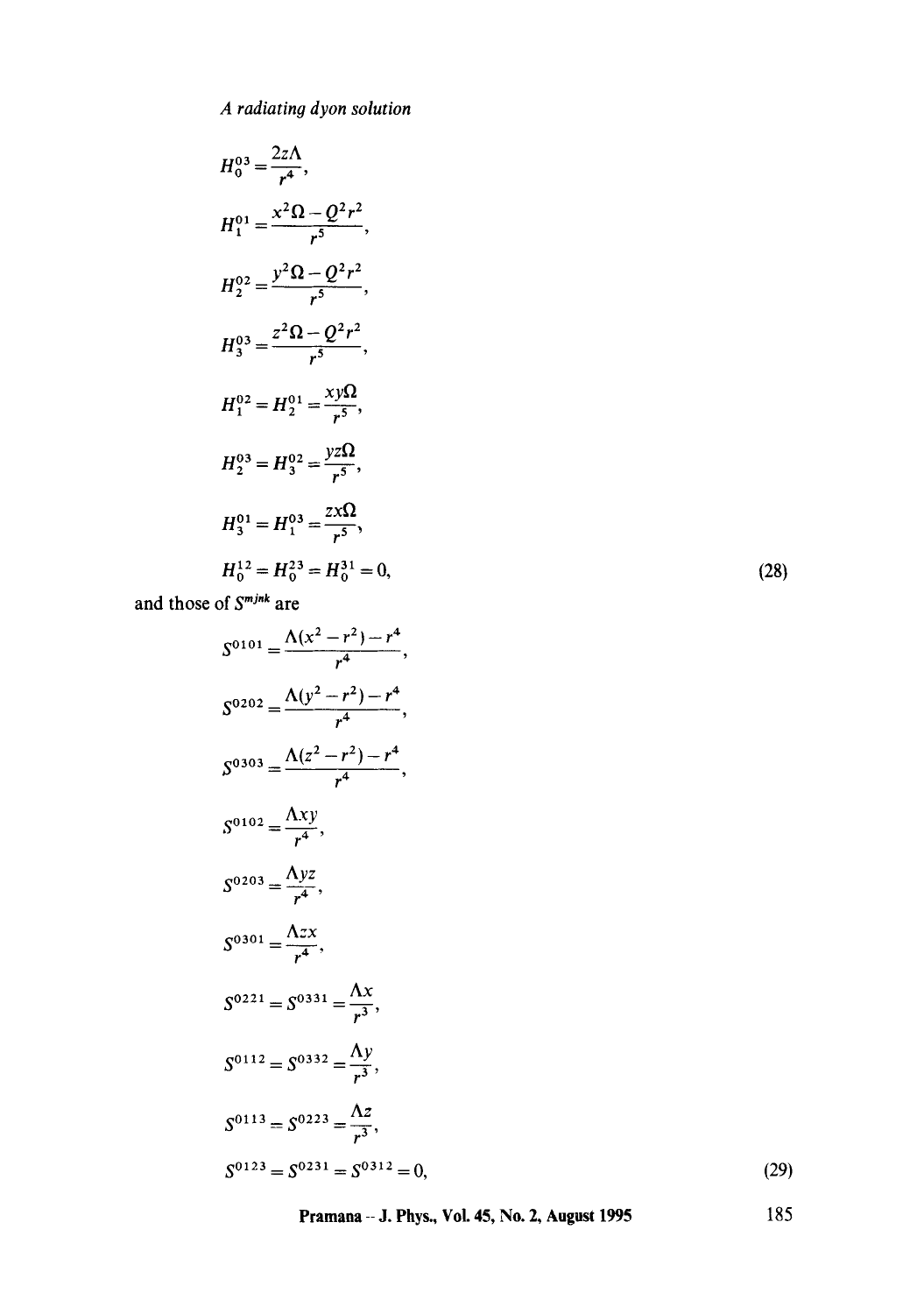$$H_0^{03} = \frac{2z\Lambda}{r^4},$$

$$H_1^{01} = \frac{x^2\Omega - Q^2r^2}{r^5},$$

$$H_2^{02} = \frac{y^2\Omega - Q^2r^2}{r^5},$$

$$H_3^{03} = \frac{z^2\Omega - Q^2r^2}{r^5},$$

$$H_1^{02} = H_2^{01} = \frac{xy\Omega}{r^5},$$

$$H_2^{03} = H_3^{02} = \frac{yz\Omega}{r^5},$$

$$H_3^{01} = H_1^{03} = \frac{zx\Omega}{r^5},$$

$$H_0^{12} = H_0^{23} = H_0^{31} = 0, \tag{28}$$

and those of $S^{mjnk}$ are

$$S^{0101} = \frac{\Lambda(x^2 - r^2) - r^4}{r^4},$$

$$S^{0202} = \frac{\Lambda(y^2 - r^2) - r^4}{r^4},$$

$$S^{0303} = \frac{\Lambda(z^2 - r^2) - r^4}{r^4},$$

$$S^{0102} = \frac{\Lambda xy}{r^4},$$

$$S^{0203} = \frac{\Lambda yz}{r^4},$$

$$S^{0301} = \frac{\Lambda zx}{r^4},$$

$$S^{0221} = S^{0331} = \frac{\Lambda x}{r^3},$$

$$S^{0112} = S^{0332} = \frac{\Lambda y}{r^3},$$

$$S^{0113} = S^{0223} = \frac{\Lambda z}{r^3},$$

$$S^{0123} = S^{0231} = S^{0312} = 0, \tag{29}$$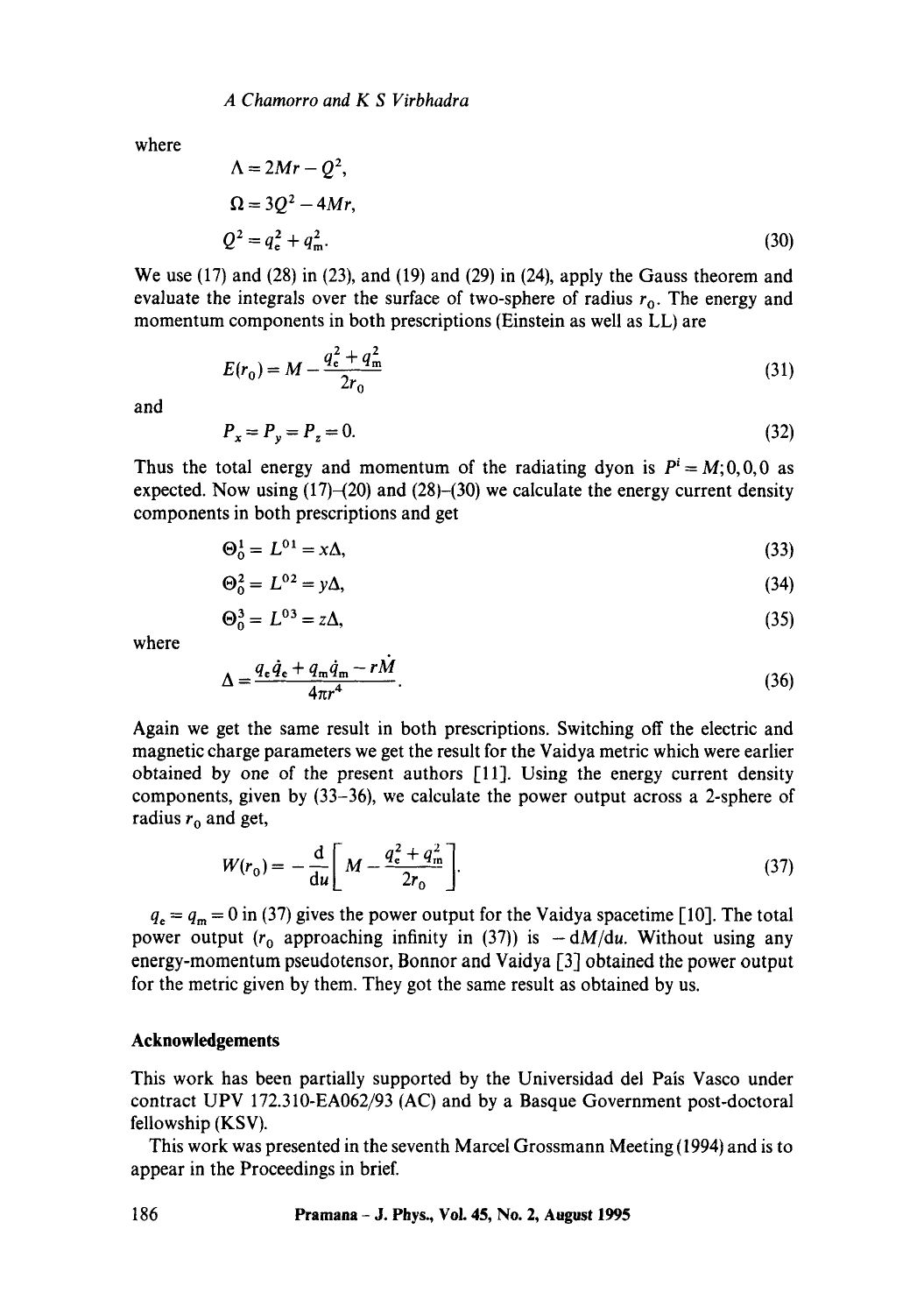where

$$
\begin{aligned}
\Lambda &= 2Mr - Q^2, \\
\Omega &= 3Q^2 - 4Mr, \\
Q^2 &= q_e^2 + q_m^2.
\end{aligned} \tag{30}
$$

We use (17) and (28) in (23), and (19) and (29) in (24), apply the Gauss theorem and evaluate the integrals over the surface of two-sphere of radius $r_0$. The energy and momentum components in both prescriptions (Einstein as well as LL) are

$$
E(r_0) = M - \frac{q_e^2 + q_m^2}{2r_0} \tag{31}
$$

and

$$
P_x = P_y = P_z = 0. \tag{32}
$$

Thus the total energy and momentum of the radiating dyon is $P^i = M; 0, 0, 0$ as expected. Now using (17)–(20) and (28)–(30) we calculate the energy current density components in both prescriptions and get

$$
\Theta_0^1 = L^{01} = x\Delta, \tag{33}
$$

$$
\Theta_0^2 = L^{02} = y\Delta, \tag{34}
$$

$$
\Theta_0^3 = L^{03} = z\Delta, \tag{35}
$$

where

$$
\Delta = \frac{q_e \dot{q}_e + q_m \dot{q}_m - r\dot{M}}{4\pi r^4}. \tag{36}
$$

Again we get the same result in both prescriptions. Switching off the electric and magnetic charge parameters we get the result for the Vaidya metric which were earlier obtained by one of the present authors [11]. Using the energy current density components, given by (33–36), we calculate the power output across a 2-sphere of radius $r_0$ and get,

$$
W(r_0) = -\frac{\mathrm{d}}{\mathrm{d}u}\left[ M - \frac{q_e^2 + q_m^2}{2r_0} \right]. \tag{37}
$$

$q_e = q_m = 0$ in (37) gives the power output for the Vaidya spacetime [10]. The total power output ($r_0$ approaching infinity in (37)) is $-\mathrm{d}M/\mathrm{d}u$. Without using any energy-momentum pseudotensor, Bonnor and Vaidya [3] obtained the power output for the metric given by them. They got the same result as obtained by us.

## Acknowledgements

This work has been partially supported by the Universidad del País Vasco under contract UPV 172.310-EA062/93 (AC) and by a Basque Government post-doctoral fellowship (KSV).

This work was presented in the seventh Marcel Grossmann Meeting (1994) and is to appear in the Proceedings in brief.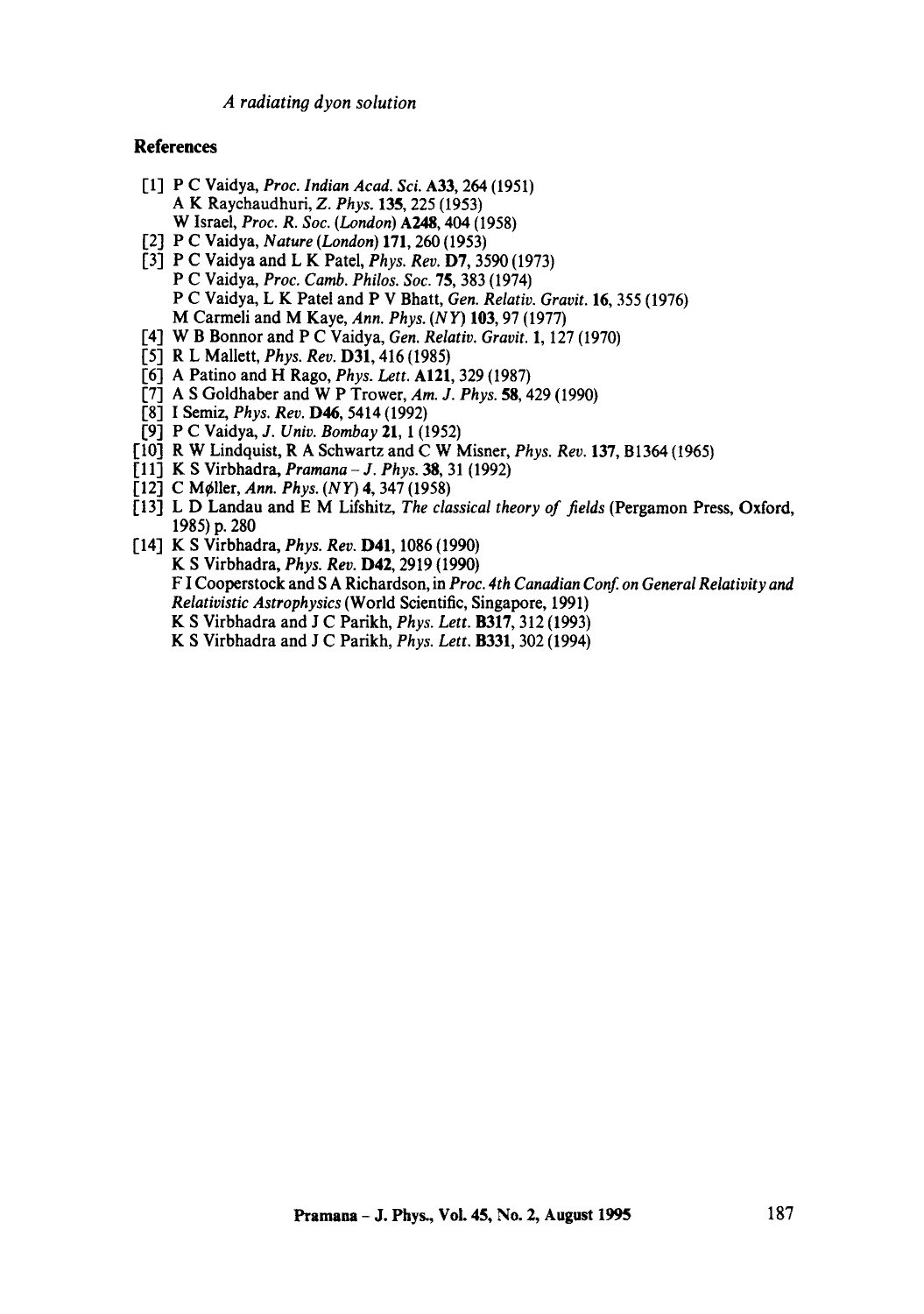## References

[1] P C Vaidya, *Proc. Indian Acad. Sci.* **A33**, 264 (1951)
A K Raychaudhuri, *Z. Phys.* **135**, 225 (1953)
W Israel, *Proc. R. Soc. (London)* **A248**, 404 (1958)

[2] P C Vaidya, *Nature (London)* **171**, 260 (1953)

[3] P C Vaidya and L K Patel, *Phys. Rev.* **D7**, 3590 (1973)
P C Vaidya, *Proc. Camb. Philos. Soc.* **75**, 383 (1974)
P C Vaidya, L K Patel and P V Bhatt, *Gen. Relativ. Gravit.* **16**, 355 (1976)
M Carmeli and M Kaye, *Ann. Phys. (NY)* **103**, 97 (1977)

[4] W B Bonnor and P C Vaidya, *Gen. Relativ. Gravit.* **1**, 127 (1970)

[5] R L Mallett, *Phys. Rev.* **D31**, 416 (1985)

[6] A Patino and H Rago, *Phys. Lett.* **A121**, 329 (1987)

[7] A S Goldhaber and W P Trower, *Am. J. Phys.* **58**, 429 (1990)

[8] I Semiz, *Phys. Rev.* **D46**, 5414 (1992)

[9] P C Vaidya, *J. Univ. Bombay* **21**, 1 (1952)

[10] R W Lindquist, R A Schwartz and C W Misner, *Phys. Rev.* **137**, B1364 (1965)

[11] K S Virbhadra, *Pramana – J. Phys.* **38**, 31 (1992)

[12] C Møller, *Ann. Phys. (NY)* **4**, 347 (1958)

[13] L D Landau and E M Lifshitz, *The classical theory of fields* (Pergamon Press, Oxford, 1985) p. 280

[14] K S Virbhadra, *Phys. Rev.* **D41**, 1086 (1990)
K S Virbhadra, *Phys. Rev.* **D42**, 2919 (1990)
F I Cooperstock and S A Richardson, in *Proc. 4th Canadian Conf. on General Relativity and Relativistic Astrophysics* (World Scientific, Singapore, 1991)
K S Virbhadra and J C Parikh, *Phys. Lett.* **B317**, 312 (1993)
K S Virbhadra and J C Parikh, *Phys. Lett.* **B331**, 302 (1994)